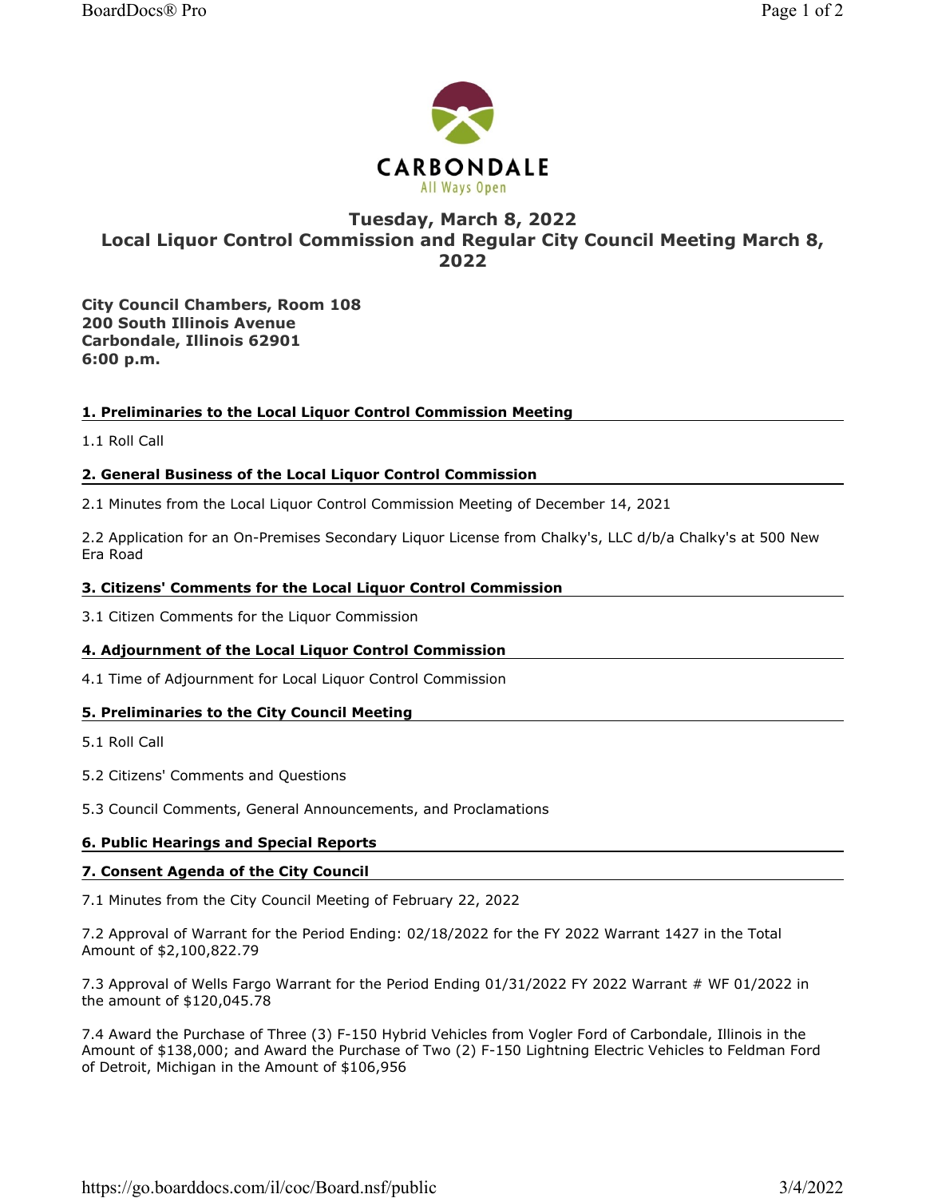CARBONDALE
All Ways Open

# Tuesday, March 8, 2022
# Local Liquor Control Commission and Regular City Council Meeting March 8, 2022

**City Council Chambers, Room 108**
**200 South Illinois Avenue**
**Carbondale, Illinois 62901**
**6:00 p.m.**

## 1. Preliminaries to the Local Liquor Control Commission Meeting

1.1 Roll Call

## 2. General Business of the Local Liquor Control Commission

2.1 Minutes from the Local Liquor Control Commission Meeting of December 14, 2021

2.2 Application for an On-Premises Secondary Liquor License from Chalky's, LLC d/b/a Chalky's at 500 New Era Road

## 3. Citizens' Comments for the Local Liquor Control Commission

3.1 Citizen Comments for the Liquor Commission

## 4. Adjournment of the Local Liquor Control Commission

4.1 Time of Adjournment for Local Liquor Control Commission

## 5. Preliminaries to the City Council Meeting

5.1 Roll Call

5.2 Citizens' Comments and Questions

5.3 Council Comments, General Announcements, and Proclamations

## 6. Public Hearings and Special Reports

## 7. Consent Agenda of the City Council

7.1 Minutes from the City Council Meeting of February 22, 2022

7.2 Approval of Warrant for the Period Ending: 02/18/2022 for the FY 2022 Warrant 1427 in the Total Amount of $2,100,822.79

7.3 Approval of Wells Fargo Warrant for the Period Ending 01/31/2022 FY 2022 Warrant # WF 01/2022 in the amount of $120,045.78

7.4 Award the Purchase of Three (3) F-150 Hybrid Vehicles from Vogler Ford of Carbondale, Illinois in the Amount of $138,000; and Award the Purchase of Two (2) F-150 Lightning Electric Vehicles to Feldman Ford of Detroit, Michigan in the Amount of $106,956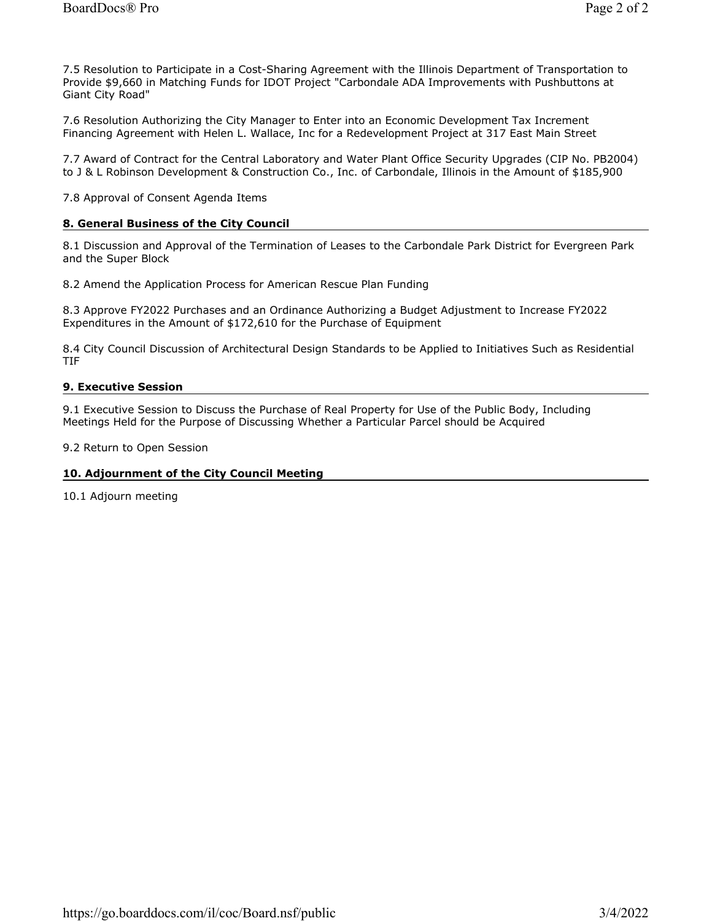7.5 Resolution to Participate in a Cost-Sharing Agreement with the Illinois Department of Transportation to Provide $9,660 in Matching Funds for IDOT Project "Carbondale ADA Improvements with Pushbuttons at Giant City Road"

7.6 Resolution Authorizing the City Manager to Enter into an Economic Development Tax Increment Financing Agreement with Helen L. Wallace, Inc for a Redevelopment Project at 317 East Main Street

7.7 Award of Contract for the Central Laboratory and Water Plant Office Security Upgrades (CIP No. PB2004) to J & L Robinson Development & Construction Co., Inc. of Carbondale, Illinois in the Amount of $185,900

7.8 Approval of Consent Agenda Items

## 8. General Business of the City Council

8.1 Discussion and Approval of the Termination of Leases to the Carbondale Park District for Evergreen Park and the Super Block

8.2 Amend the Application Process for American Rescue Plan Funding

8.3 Approve FY2022 Purchases and an Ordinance Authorizing a Budget Adjustment to Increase FY2022 Expenditures in the Amount of $172,610 for the Purchase of Equipment

8.4 City Council Discussion of Architectural Design Standards to be Applied to Initiatives Such as Residential TIF

## 9. Executive Session

9.1 Executive Session to Discuss the Purchase of Real Property for Use of the Public Body, Including Meetings Held for the Purpose of Discussing Whether a Particular Parcel should be Acquired

9.2 Return to Open Session

## 10. Adjournment of the City Council Meeting

10.1 Adjourn meeting